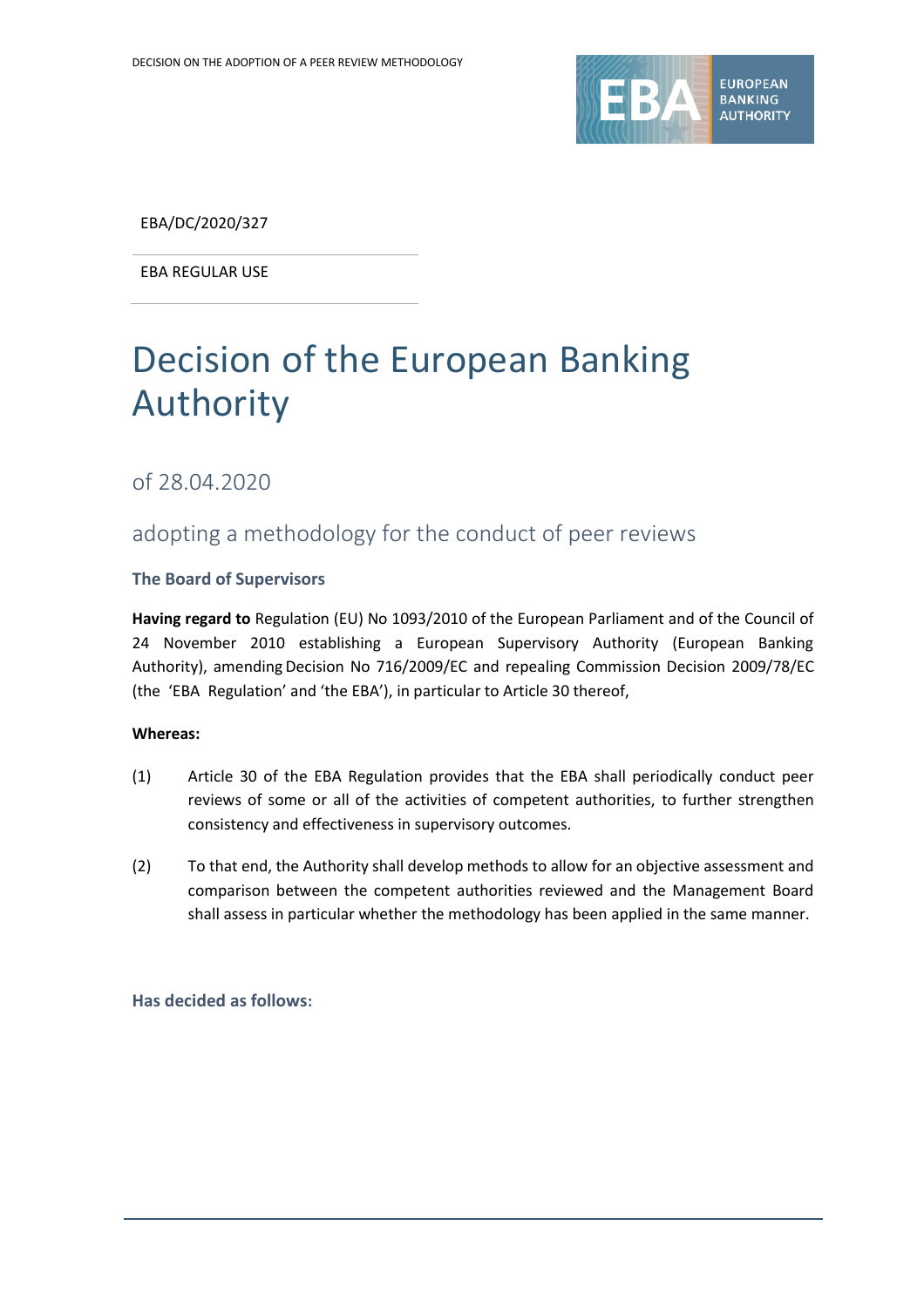EBA/DC/2020/327

EBA REGULAR USE

# Decision of the European Banking Authority

## of 28.04.2020

## adopting a methodology for the conduct of peer reviews

### The Board of Supervisors

**Having regard to** Regulation (EU) No 1093/2010 of the European Parliament and of the Council of 24 November 2010 establishing a European Supervisory Authority (European Banking Authority), amending Decision No 716/2009/EC and repealing Commission Decision 2009/78/EC (the 'EBA Regulation' and 'the EBA'), in particular to Article 30 thereof,

**Whereas:**

(1) Article 30 of the EBA Regulation provides that the EBA shall periodically conduct peer reviews of some or all of the activities of competent authorities, to further strengthen consistency and effectiveness in supervisory outcomes.

(2) To that end, the Authority shall develop methods to allow for an objective assessment and comparison between the competent authorities reviewed and the Management Board shall assess in particular whether the methodology has been applied in the same manner.

**Has decided as follows:**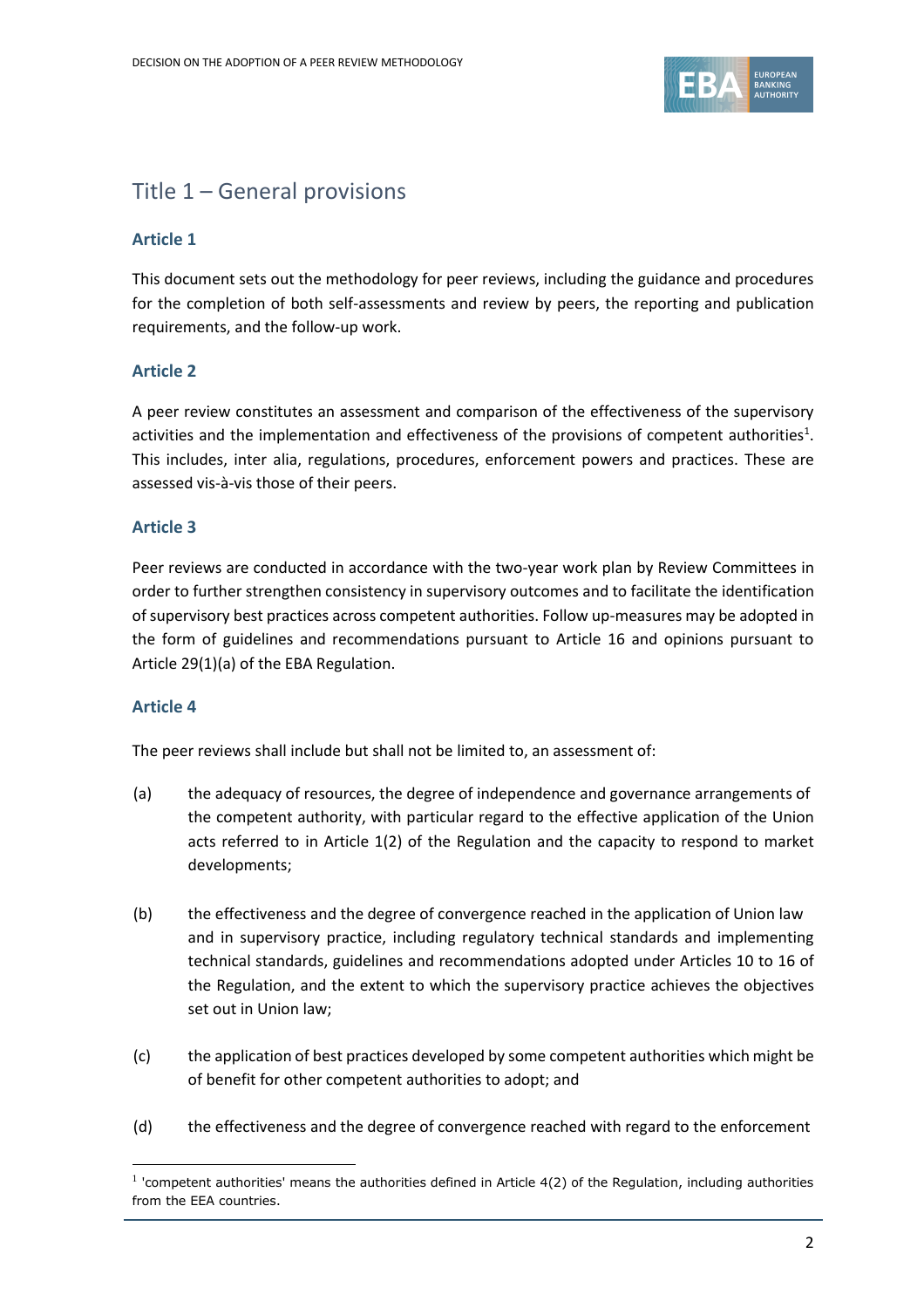## Title 1 – General provisions

### Article 1

This document sets out the methodology for peer reviews, including the guidance and procedures for the completion of both self-assessments and review by peers, the reporting and publication requirements, and the follow-up work.

### Article 2

A peer review constitutes an assessment and comparison of the effectiveness of the supervisory activities and the implementation and effectiveness of the provisions of competent authorities[1]. This includes, inter alia, regulations, procedures, enforcement powers and practices. These are assessed vis-à-vis those of their peers.

### Article 3

Peer reviews are conducted in accordance with the two-year work plan by Review Committees in order to further strengthen consistency in supervisory outcomes and to facilitate the identification of supervisory best practices across competent authorities. Follow up-measures may be adopted in the form of guidelines and recommendations pursuant to Article 16 and opinions pursuant to Article 29(1)(a) of the EBA Regulation.

### Article 4

The peer reviews shall include but shall not be limited to, an assessment of:

(a) the adequacy of resources, the degree of independence and governance arrangements of the competent authority, with particular regard to the effective application of the Union acts referred to in Article 1(2) of the Regulation and the capacity to respond to market developments;

(b) the effectiveness and the degree of convergence reached in the application of Union law and in supervisory practice, including regulatory technical standards and implementing technical standards, guidelines and recommendations adopted under Articles 10 to 16 of the Regulation, and the extent to which the supervisory practice achieves the objectives set out in Union law;

(c) the application of best practices developed by some competent authorities which might be of benefit for other competent authorities to adopt; and

(d) the effectiveness and the degree of convergence reached with regard to the enforcement

---

[1] 'competent authorities' means the authorities defined in Article 4(2) of the Regulation, including authorities from the EEA countries.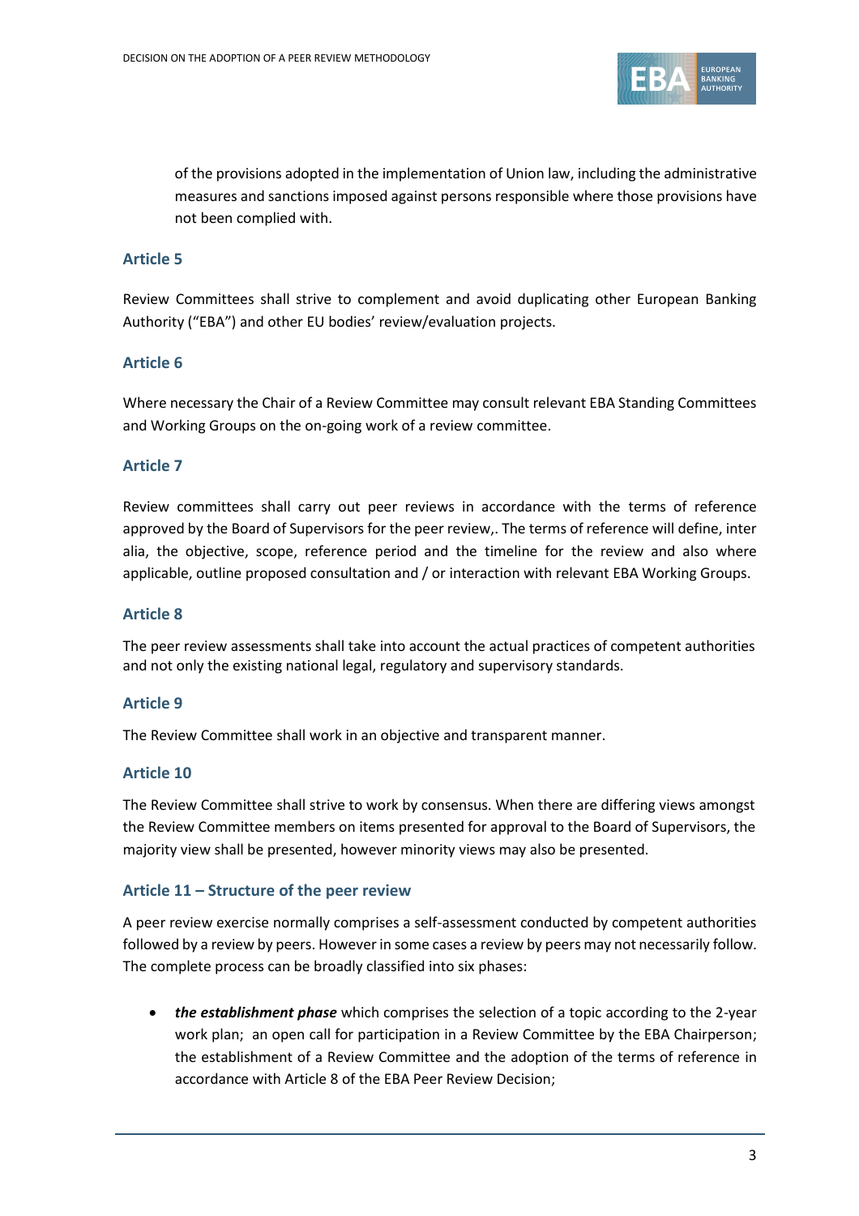of the provisions adopted in the implementation of Union law, including the administrative measures and sanctions imposed against persons responsible where those provisions have not been complied with.

### Article 5

Review Committees shall strive to complement and avoid duplicating other European Banking Authority ("EBA") and other EU bodies' review/evaluation projects.

### Article 6

Where necessary the Chair of a Review Committee may consult relevant EBA Standing Committees and Working Groups on the on-going work of a review committee.

### Article 7

Review committees shall carry out peer reviews in accordance with the terms of reference approved by the Board of Supervisors for the peer review,. The terms of reference will define, inter alia, the objective, scope, reference period and the timeline for the review and also where applicable, outline proposed consultation and / or interaction with relevant EBA Working Groups.

### Article 8

The peer review assessments shall take into account the actual practices of competent authorities and not only the existing national legal, regulatory and supervisory standards.

### Article 9

The Review Committee shall work in an objective and transparent manner.

### Article 10

The Review Committee shall strive to work by consensus. When there are differing views amongst the Review Committee members on items presented for approval to the Board of Supervisors, the majority view shall be presented, however minority views may also be presented.

### Article 11 – Structure of the peer review

A peer review exercise normally comprises a self-assessment conducted by competent authorities followed by a review by peers. However in some cases a review by peers may not necessarily follow. The complete process can be broadly classified into six phases:

- ***the establishment phase*** which comprises the selection of a topic according to the 2-year work plan; an open call for participation in a Review Committee by the EBA Chairperson; the establishment of a Review Committee and the adoption of the terms of reference in accordance with Article 8 of the EBA Peer Review Decision;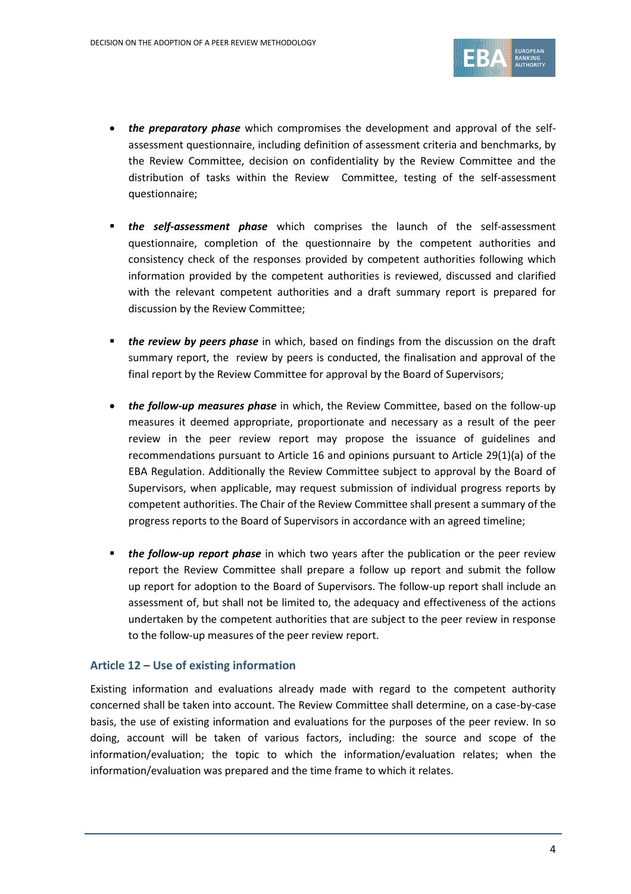- ***the preparatory phase*** which compromises the development and approval of the self-assessment questionnaire, including definition of assessment criteria and benchmarks, by the Review Committee, decision on confidentiality by the Review Committee and the distribution of tasks within the Review Committee, testing of the self-assessment questionnaire;

- ***the self-assessment phase*** which comprises the launch of the self-assessment questionnaire, completion of the questionnaire by the competent authorities and consistency check of the responses provided by competent authorities following which information provided by the competent authorities is reviewed, discussed and clarified with the relevant competent authorities and a draft summary report is prepared for discussion by the Review Committee;

- ***the review by peers phase*** in which, based on findings from the discussion on the draft summary report, the review by peers is conducted, the finalisation and approval of the final report by the Review Committee for approval by the Board of Supervisors;

- ***the follow-up measures phase*** in which, the Review Committee, based on the follow-up measures it deemed appropriate, proportionate and necessary as a result of the peer review in the peer review report may propose the issuance of guidelines and recommendations pursuant to Article 16 and opinions pursuant to Article 29(1)(a) of the EBA Regulation. Additionally the Review Committee subject to approval by the Board of Supervisors, when applicable, may request submission of individual progress reports by competent authorities. The Chair of the Review Committee shall present a summary of the progress reports to the Board of Supervisors in accordance with an agreed timeline;

- ***the follow-up report phase*** in which two years after the publication or the peer review report the Review Committee shall prepare a follow up report and submit the follow up report for adoption to the Board of Supervisors. The follow-up report shall include an assessment of, but shall not be limited to, the adequacy and effectiveness of the actions undertaken by the competent authorities that are subject to the peer review in response to the follow-up measures of the peer review report.

### Article 12 – Use of existing information

Existing information and evaluations already made with regard to the competent authority concerned shall be taken into account. The Review Committee shall determine, on a case-by-case basis, the use of existing information and evaluations for the purposes of the peer review. In so doing, account will be taken of various factors, including: the source and scope of the information/evaluation; the topic to which the information/evaluation relates; when the information/evaluation was prepared and the time frame to which it relates.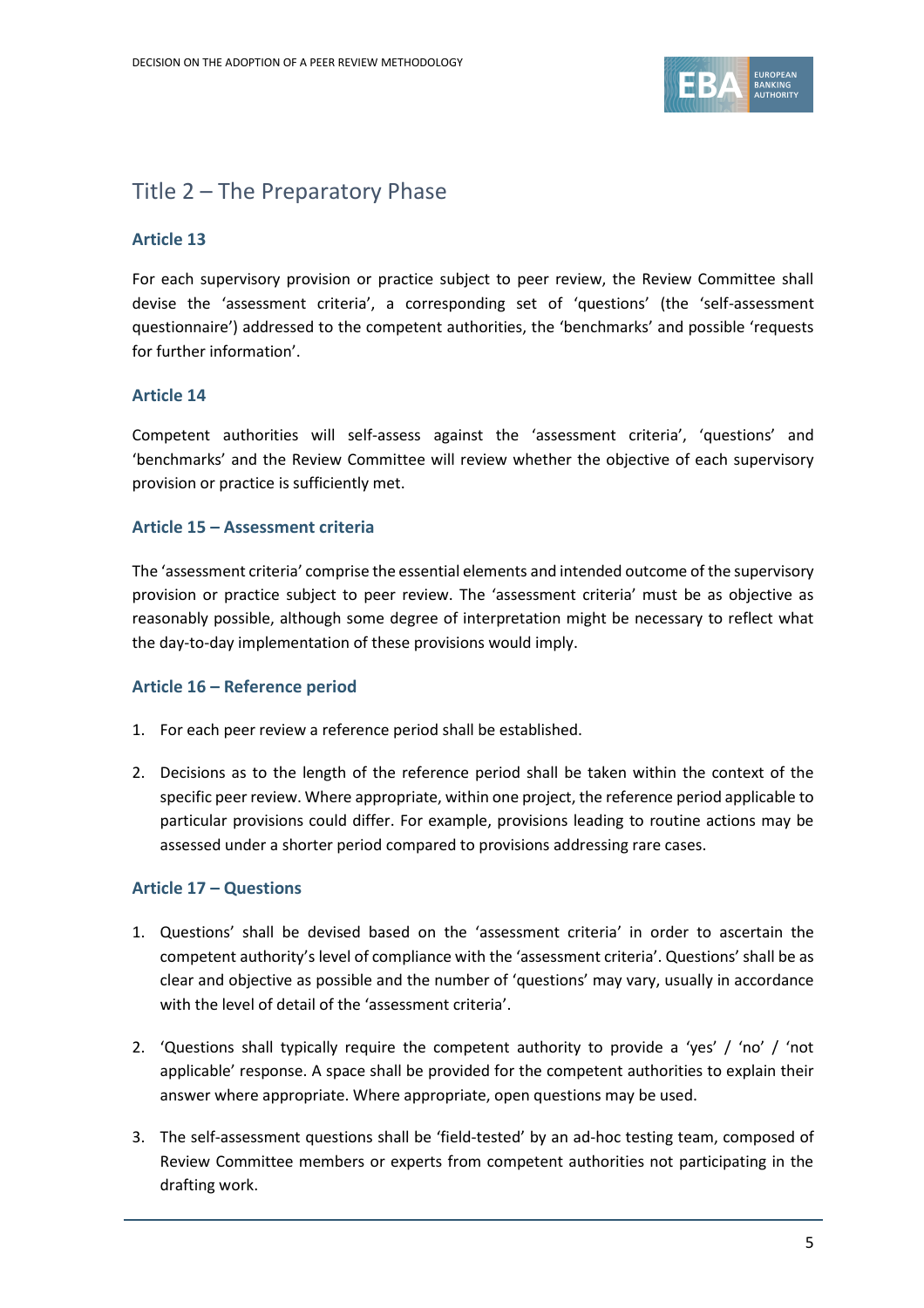## Title 2 – The Preparatory Phase

### Article 13

For each supervisory provision or practice subject to peer review, the Review Committee shall devise the 'assessment criteria', a corresponding set of 'questions' (the 'self-assessment questionnaire') addressed to the competent authorities, the 'benchmarks' and possible 'requests for further information'.

### Article 14

Competent authorities will self-assess against the 'assessment criteria', 'questions' and 'benchmarks' and the Review Committee will review whether the objective of each supervisory provision or practice is sufficiently met.

### Article 15 – Assessment criteria

The 'assessment criteria' comprise the essential elements and intended outcome of the supervisory provision or practice subject to peer review. The 'assessment criteria' must be as objective as reasonably possible, although some degree of interpretation might be necessary to reflect what the day-to-day implementation of these provisions would imply.

### Article 16 – Reference period

1. For each peer review a reference period shall be established.
2. Decisions as to the length of the reference period shall be taken within the context of the specific peer review. Where appropriate, within one project, the reference period applicable to particular provisions could differ. For example, provisions leading to routine actions may be assessed under a shorter period compared to provisions addressing rare cases.

### Article 17 – Questions

1. Questions' shall be devised based on the 'assessment criteria' in order to ascertain the competent authority's level of compliance with the 'assessment criteria'. Questions' shall be as clear and objective as possible and the number of 'questions' may vary, usually in accordance with the level of detail of the 'assessment criteria'.
2. 'Questions shall typically require the competent authority to provide a 'yes' / 'no' / 'not applicable' response. A space shall be provided for the competent authorities to explain their answer where appropriate. Where appropriate, open questions may be used.
3. The self-assessment questions shall be 'field-tested' by an ad-hoc testing team, composed of Review Committee members or experts from competent authorities not participating in the drafting work.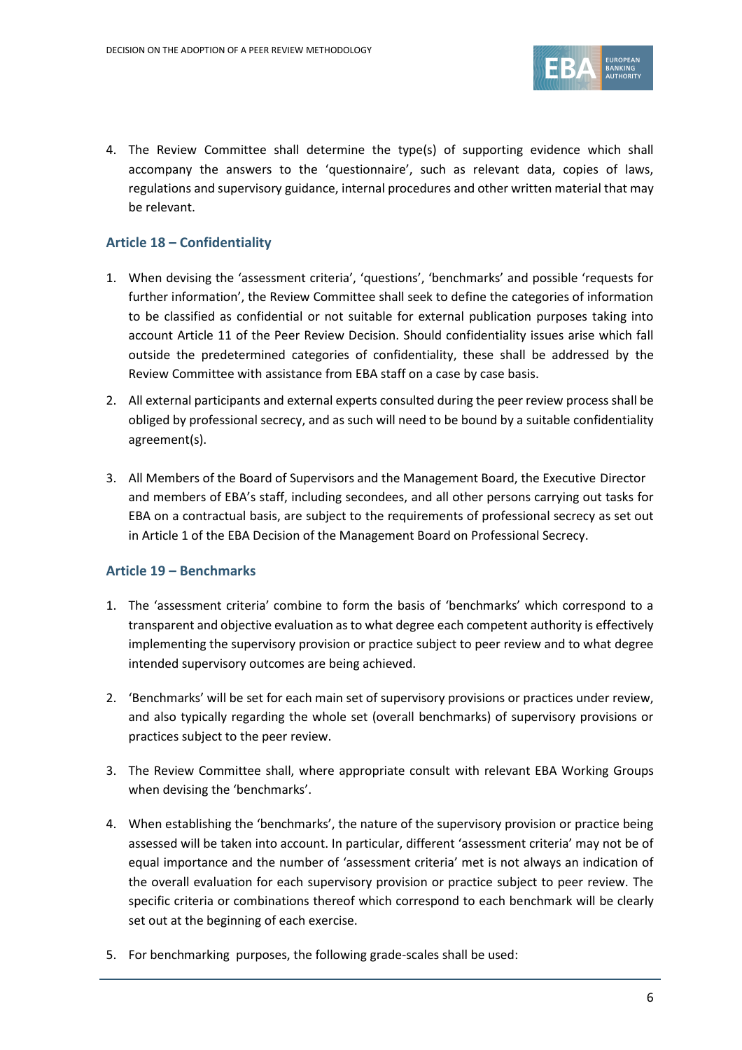4. The Review Committee shall determine the type(s) of supporting evidence which shall accompany the answers to the 'questionnaire', such as relevant data, copies of laws, regulations and supervisory guidance, internal procedures and other written material that may be relevant.

### Article 18 – Confidentiality

1. When devising the 'assessment criteria', 'questions', 'benchmarks' and possible 'requests for further information', the Review Committee shall seek to define the categories of information to be classified as confidential or not suitable for external publication purposes taking into account Article 11 of the Peer Review Decision. Should confidentiality issues arise which fall outside the predetermined categories of confidentiality, these shall be addressed by the Review Committee with assistance from EBA staff on a case by case basis.

2. All external participants and external experts consulted during the peer review process shall be obliged by professional secrecy, and as such will need to be bound by a suitable confidentiality agreement(s).

3. All Members of the Board of Supervisors and the Management Board, the Executive Director and members of EBA's staff, including secondees, and all other persons carrying out tasks for EBA on a contractual basis, are subject to the requirements of professional secrecy as set out in Article 1 of the EBA Decision of the Management Board on Professional Secrecy.

### Article 19 – Benchmarks

1. The 'assessment criteria' combine to form the basis of 'benchmarks' which correspond to a transparent and objective evaluation as to what degree each competent authority is effectively implementing the supervisory provision or practice subject to peer review and to what degree intended supervisory outcomes are being achieved.

2. 'Benchmarks' will be set for each main set of supervisory provisions or practices under review, and also typically regarding the whole set (overall benchmarks) of supervisory provisions or practices subject to the peer review.

3. The Review Committee shall, where appropriate consult with relevant EBA Working Groups when devising the 'benchmarks'.

4. When establishing the 'benchmarks', the nature of the supervisory provision or practice being assessed will be taken into account. In particular, different 'assessment criteria' may not be of equal importance and the number of 'assessment criteria' met is not always an indication of the overall evaluation for each supervisory provision or practice subject to peer review. The specific criteria or combinations thereof which correspond to each benchmark will be clearly set out at the beginning of each exercise.

5. For benchmarking purposes, the following grade-scales shall be used: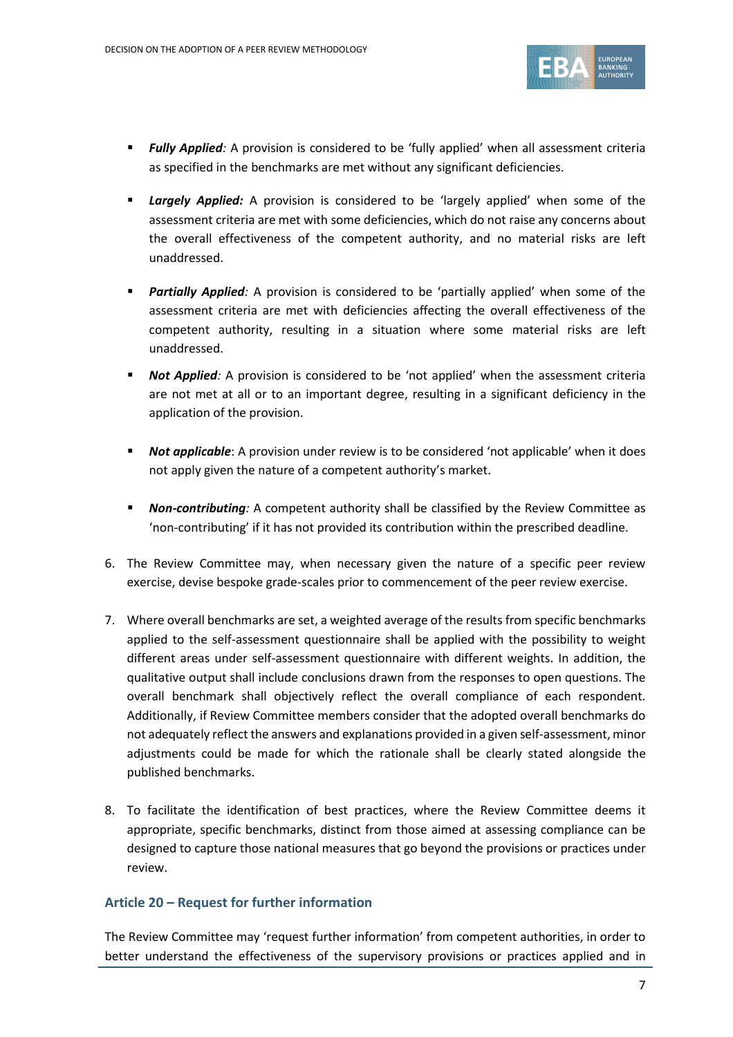- ***Fully Applied**:* A provision is considered to be 'fully applied' when all assessment criteria as specified in the benchmarks are met without any significant deficiencies.

- ***Largely Applied:*** A provision is considered to be 'largely applied' when some of the assessment criteria are met with some deficiencies, which do not raise any concerns about the overall effectiveness of the competent authority, and no material risks are left unaddressed.

- ***Partially Applied**:* A provision is considered to be 'partially applied' when some of the assessment criteria are met with deficiencies affecting the overall effectiveness of the competent authority, resulting in a situation where some material risks are left unaddressed.

- ***Not Applied**:* A provision is considered to be 'not applied' when the assessment criteria are not met at all or to an important degree, resulting in a significant deficiency in the application of the provision.

- ***Not applicable***: A provision under review is to be considered 'not applicable' when it does not apply given the nature of a competent authority's market.

- ***Non-contributing**:* A competent authority shall be classified by the Review Committee as 'non-contributing' if it has not provided its contribution within the prescribed deadline.

6. The Review Committee may, when necessary given the nature of a specific peer review exercise, devise bespoke grade-scales prior to commencement of the peer review exercise.

7. Where overall benchmarks are set, a weighted average of the results from specific benchmarks applied to the self-assessment questionnaire shall be applied with the possibility to weight different areas under self-assessment questionnaire with different weights. In addition, the qualitative output shall include conclusions drawn from the responses to open questions. The overall benchmark shall objectively reflect the overall compliance of each respondent. Additionally, if Review Committee members consider that the adopted overall benchmarks do not adequately reflect the answers and explanations provided in a given self-assessment, minor adjustments could be made for which the rationale shall be clearly stated alongside the published benchmarks.

8. To facilitate the identification of best practices, where the Review Committee deems it appropriate, specific benchmarks, distinct from those aimed at assessing compliance can be designed to capture those national measures that go beyond the provisions or practices under review.

### Article 20 – Request for further information

The Review Committee may 'request further information' from competent authorities, in order to better understand the effectiveness of the supervisory provisions or practices applied and in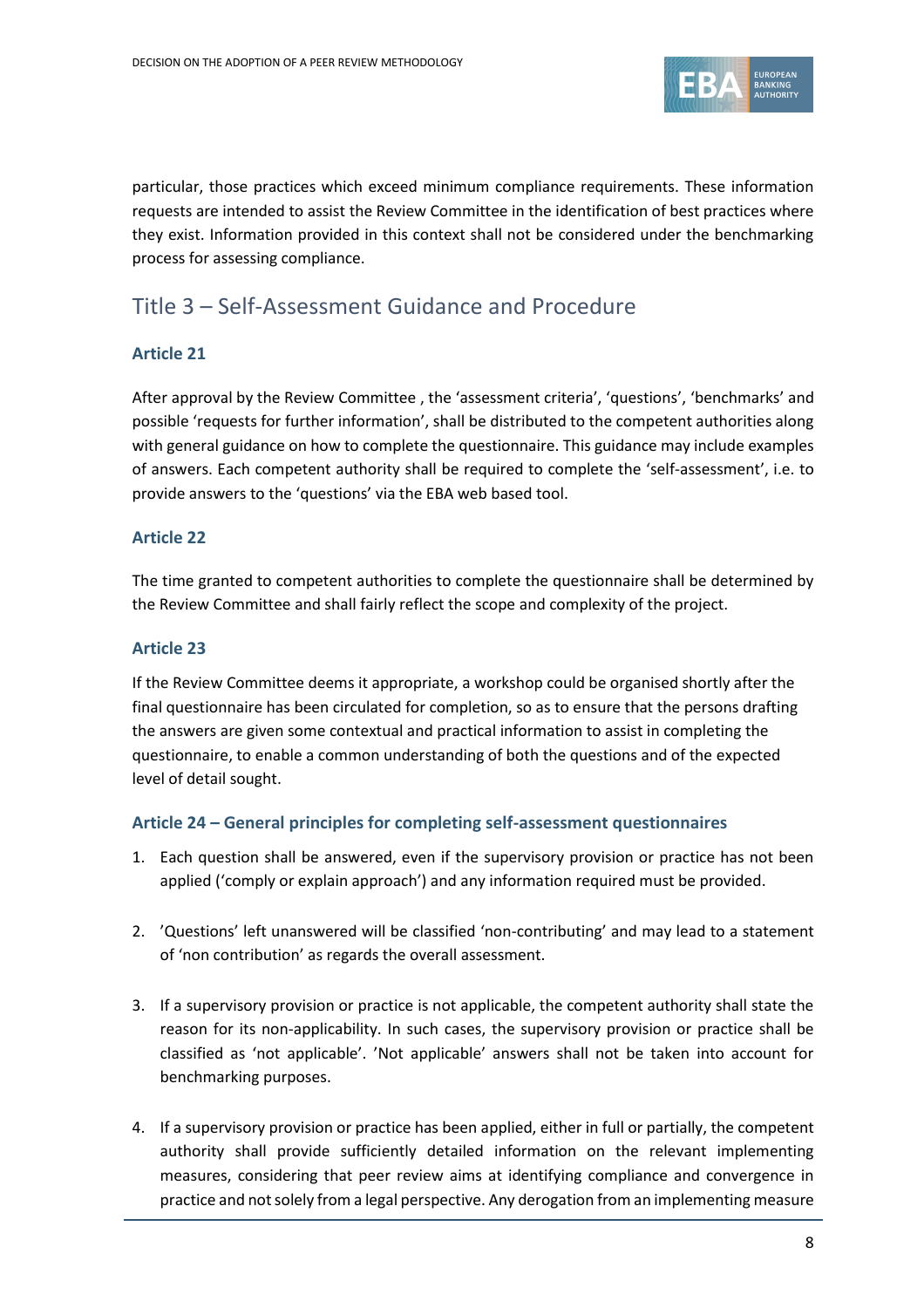particular, those practices which exceed minimum compliance requirements. These information requests are intended to assist the Review Committee in the identification of best practices where they exist. Information provided in this context shall not be considered under the benchmarking process for assessing compliance.

## Title 3 – Self-Assessment Guidance and Procedure

### Article 21

After approval by the Review Committee , the 'assessment criteria', 'questions', 'benchmarks' and possible 'requests for further information', shall be distributed to the competent authorities along with general guidance on how to complete the questionnaire. This guidance may include examples of answers. Each competent authority shall be required to complete the 'self-assessment', i.e. to provide answers to the 'questions' via the EBA web based tool.

### Article 22

The time granted to competent authorities to complete the questionnaire shall be determined by the Review Committee and shall fairly reflect the scope and complexity of the project.

### Article 23

If the Review Committee deems it appropriate, a workshop could be organised shortly after the final questionnaire has been circulated for completion, so as to ensure that the persons drafting the answers are given some contextual and practical information to assist in completing the questionnaire, to enable a common understanding of both the questions and of the expected level of detail sought.

### Article 24 – General principles for completing self-assessment questionnaires

1. Each question shall be answered, even if the supervisory provision or practice has not been applied ('comply or explain approach') and any information required must be provided.

2. 'Questions' left unanswered will be classified 'non-contributing' and may lead to a statement of 'non contribution' as regards the overall assessment.

3. If a supervisory provision or practice is not applicable, the competent authority shall state the reason for its non-applicability. In such cases, the supervisory provision or practice shall be classified as 'not applicable'. 'Not applicable' answers shall not be taken into account for benchmarking purposes.

4. If a supervisory provision or practice has been applied, either in full or partially, the competent authority shall provide sufficiently detailed information on the relevant implementing measures, considering that peer review aims at identifying compliance and convergence in practice and not solely from a legal perspective. Any derogation from an implementing measure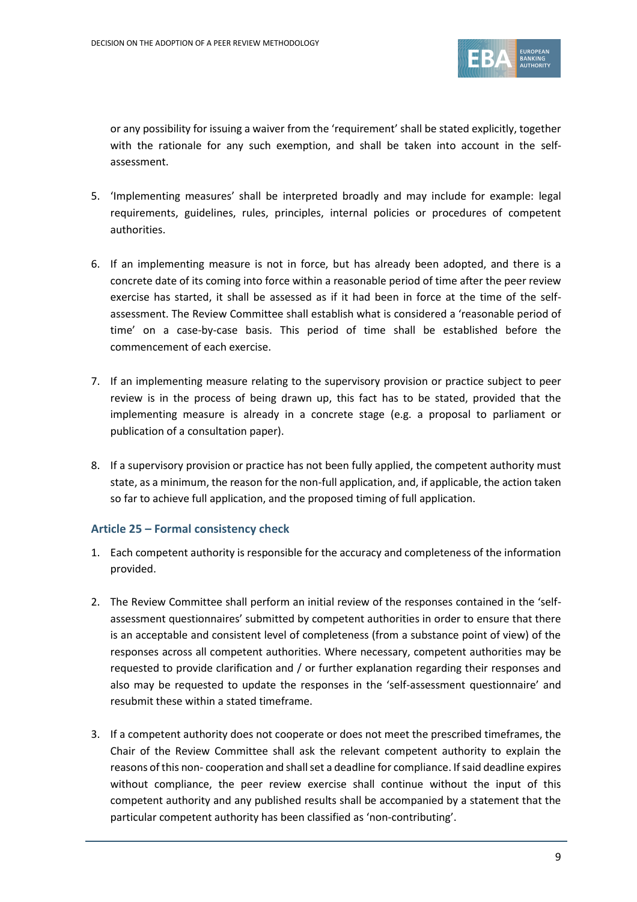or any possibility for issuing a waiver from the 'requirement' shall be stated explicitly, together with the rationale for any such exemption, and shall be taken into account in the self-assessment.

5. 'Implementing measures' shall be interpreted broadly and may include for example: legal requirements, guidelines, rules, principles, internal policies or procedures of competent authorities.

6. If an implementing measure is not in force, but has already been adopted, and there is a concrete date of its coming into force within a reasonable period of time after the peer review exercise has started, it shall be assessed as if it had been in force at the time of the self-assessment. The Review Committee shall establish what is considered a 'reasonable period of time' on a case-by-case basis. This period of time shall be established before the commencement of each exercise.

7. If an implementing measure relating to the supervisory provision or practice subject to peer review is in the process of being drawn up, this fact has to be stated, provided that the implementing measure is already in a concrete stage (e.g. a proposal to parliament or publication of a consultation paper).

8. If a supervisory provision or practice has not been fully applied, the competent authority must state, as a minimum, the reason for the non-full application, and, if applicable, the action taken so far to achieve full application, and the proposed timing of full application.

### Article 25 – Formal consistency check

1. Each competent authority is responsible for the accuracy and completeness of the information provided.

2. The Review Committee shall perform an initial review of the responses contained in the 'self-assessment questionnaires' submitted by competent authorities in order to ensure that there is an acceptable and consistent level of completeness (from a substance point of view) of the responses across all competent authorities. Where necessary, competent authorities may be requested to provide clarification and / or further explanation regarding their responses and also may be requested to update the responses in the 'self-assessment questionnaire' and resubmit these within a stated timeframe.

3. If a competent authority does not cooperate or does not meet the prescribed timeframes, the Chair of the Review Committee shall ask the relevant competent authority to explain the reasons of this non- cooperation and shall set a deadline for compliance. If said deadline expires without compliance, the peer review exercise shall continue without the input of this competent authority and any published results shall be accompanied by a statement that the particular competent authority has been classified as 'non-contributing'.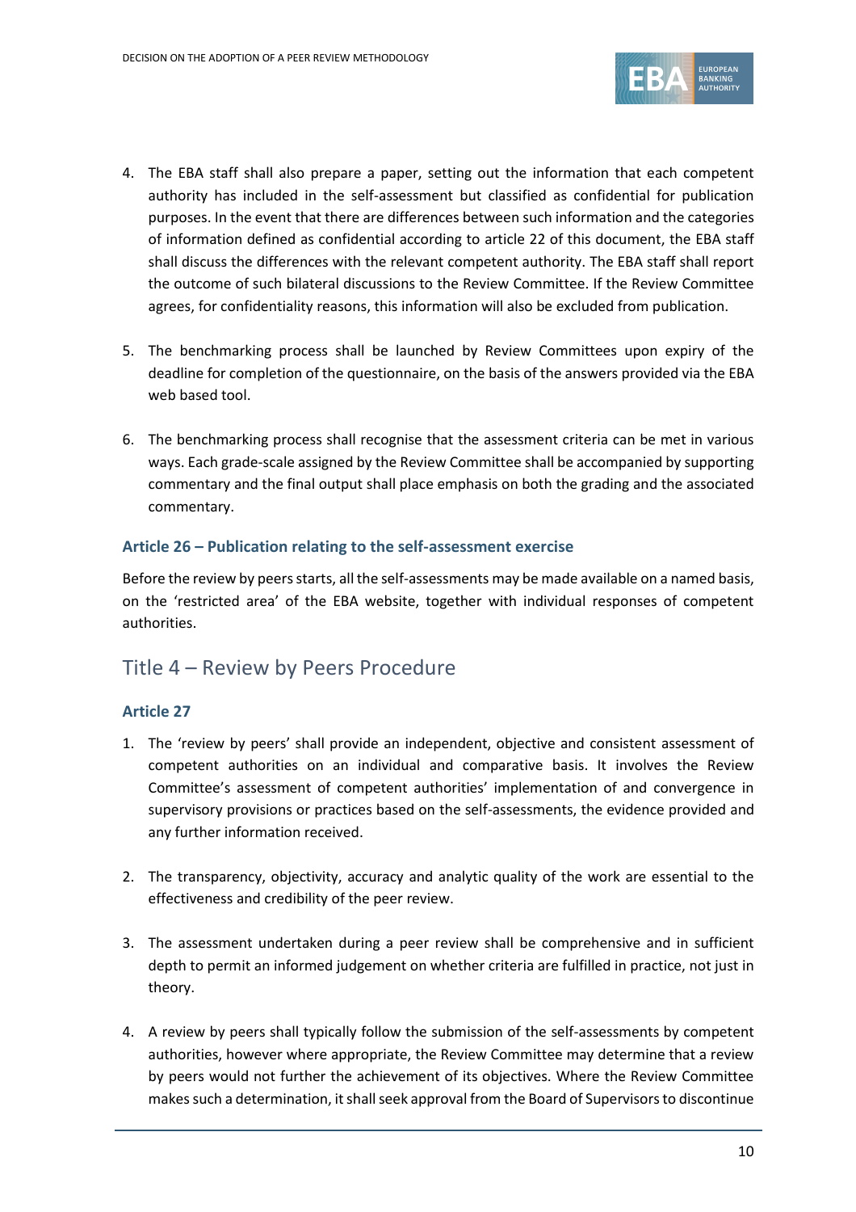4. The EBA staff shall also prepare a paper, setting out the information that each competent authority has included in the self-assessment but classified as confidential for publication purposes. In the event that there are differences between such information and the categories of information defined as confidential according to article 22 of this document, the EBA staff shall discuss the differences with the relevant competent authority. The EBA staff shall report the outcome of such bilateral discussions to the Review Committee. If the Review Committee agrees, for confidentiality reasons, this information will also be excluded from publication.

5. The benchmarking process shall be launched by Review Committees upon expiry of the deadline for completion of the questionnaire, on the basis of the answers provided via the EBA web based tool.

6. The benchmarking process shall recognise that the assessment criteria can be met in various ways. Each grade-scale assigned by the Review Committee shall be accompanied by supporting commentary and the final output shall place emphasis on both the grading and the associated commentary.

### Article 26 – Publication relating to the self-assessment exercise

Before the review by peers starts, all the self-assessments may be made available on a named basis, on the 'restricted area' of the EBA website, together with individual responses of competent authorities.

## Title 4 – Review by Peers Procedure

### Article 27

1. The 'review by peers' shall provide an independent, objective and consistent assessment of competent authorities on an individual and comparative basis. It involves the Review Committee's assessment of competent authorities' implementation of and convergence in supervisory provisions or practices based on the self-assessments, the evidence provided and any further information received.

2. The transparency, objectivity, accuracy and analytic quality of the work are essential to the effectiveness and credibility of the peer review.

3. The assessment undertaken during a peer review shall be comprehensive and in sufficient depth to permit an informed judgement on whether criteria are fulfilled in practice, not just in theory.

4. A review by peers shall typically follow the submission of the self-assessments by competent authorities, however where appropriate, the Review Committee may determine that a review by peers would not further the achievement of its objectives. Where the Review Committee makes such a determination, it shall seek approval from the Board of Supervisors to discontinue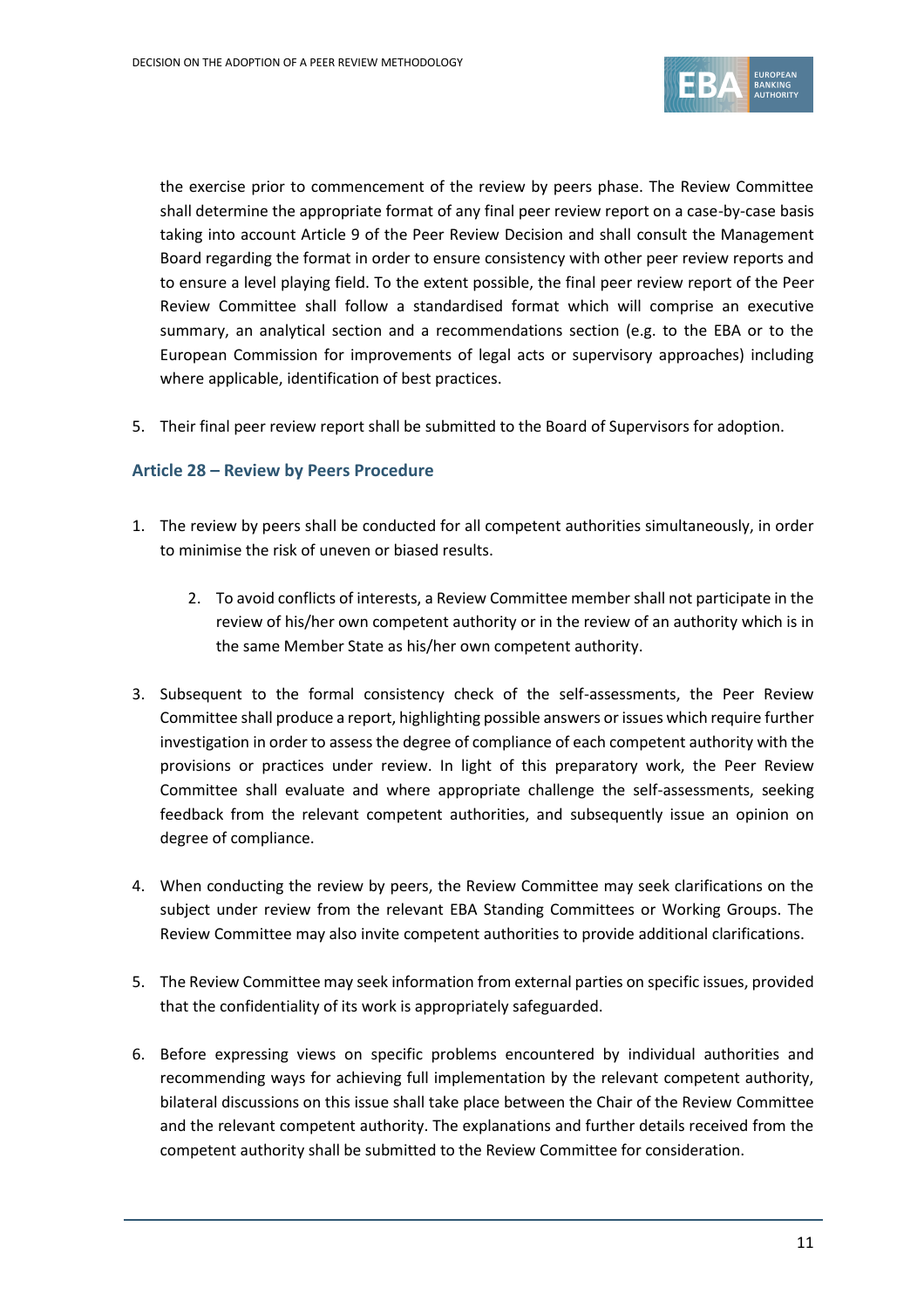the exercise prior to commencement of the review by peers phase. The Review Committee shall determine the appropriate format of any final peer review report on a case-by-case basis taking into account Article 9 of the Peer Review Decision and shall consult the Management Board regarding the format in order to ensure consistency with other peer review reports and to ensure a level playing field. To the extent possible, the final peer review report of the Peer Review Committee shall follow a standardised format which will comprise an executive summary, an analytical section and a recommendations section (e.g. to the EBA or to the European Commission for improvements of legal acts or supervisory approaches) including where applicable, identification of best practices.

5. Their final peer review report shall be submitted to the Board of Supervisors for adoption.

### Article 28 – Review by Peers Procedure

1. The review by peers shall be conducted for all competent authorities simultaneously, in order to minimise the risk of uneven or biased results.

2. To avoid conflicts of interests, a Review Committee member shall not participate in the review of his/her own competent authority or in the review of an authority which is in the same Member State as his/her own competent authority.

3. Subsequent to the formal consistency check of the self-assessments, the Peer Review Committee shall produce a report, highlighting possible answers or issues which require further investigation in order to assess the degree of compliance of each competent authority with the provisions or practices under review. In light of this preparatory work, the Peer Review Committee shall evaluate and where appropriate challenge the self-assessments, seeking feedback from the relevant competent authorities, and subsequently issue an opinion on degree of compliance.

4. When conducting the review by peers, the Review Committee may seek clarifications on the subject under review from the relevant EBA Standing Committees or Working Groups. The Review Committee may also invite competent authorities to provide additional clarifications.

5. The Review Committee may seek information from external parties on specific issues, provided that the confidentiality of its work is appropriately safeguarded.

6. Before expressing views on specific problems encountered by individual authorities and recommending ways for achieving full implementation by the relevant competent authority, bilateral discussions on this issue shall take place between the Chair of the Review Committee and the relevant competent authority. The explanations and further details received from the competent authority shall be submitted to the Review Committee for consideration.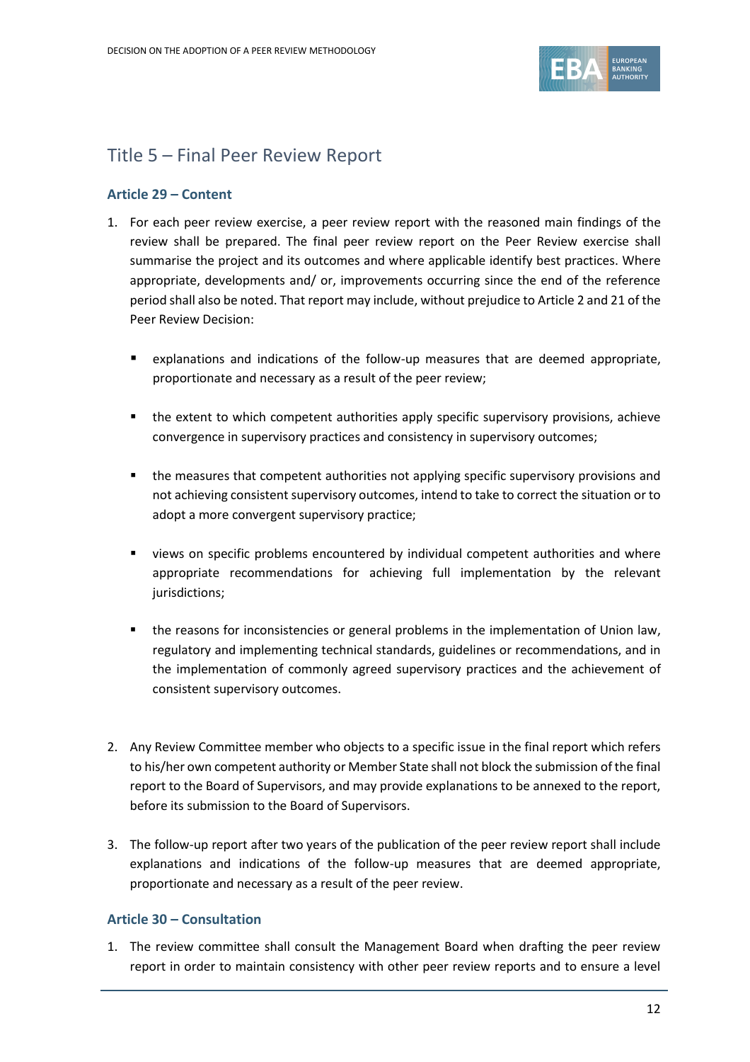## Title 5 – Final Peer Review Report

### Article 29 – Content

1. For each peer review exercise, a peer review report with the reasoned main findings of the review shall be prepared. The final peer review report on the Peer Review exercise shall summarise the project and its outcomes and where applicable identify best practices. Where appropriate, developments and/ or, improvements occurring since the end of the reference period shall also be noted. That report may include, without prejudice to Article 2 and 21 of the Peer Review Decision:

   - explanations and indications of the follow-up measures that are deemed appropriate, proportionate and necessary as a result of the peer review;
   - the extent to which competent authorities apply specific supervisory provisions, achieve convergence in supervisory practices and consistency in supervisory outcomes;
   - the measures that competent authorities not applying specific supervisory provisions and not achieving consistent supervisory outcomes, intend to take to correct the situation or to adopt a more convergent supervisory practice;
   - views on specific problems encountered by individual competent authorities and where appropriate recommendations for achieving full implementation by the relevant jurisdictions;
   - the reasons for inconsistencies or general problems in the implementation of Union law, regulatory and implementing technical standards, guidelines or recommendations, and in the implementation of commonly agreed supervisory practices and the achievement of consistent supervisory outcomes.

2. Any Review Committee member who objects to a specific issue in the final report which refers to his/her own competent authority or Member State shall not block the submission of the final report to the Board of Supervisors, and may provide explanations to be annexed to the report, before its submission to the Board of Supervisors.

3. The follow-up report after two years of the publication of the peer review report shall include explanations and indications of the follow-up measures that are deemed appropriate, proportionate and necessary as a result of the peer review.

### Article 30 – Consultation

1. The review committee shall consult the Management Board when drafting the peer review report in order to maintain consistency with other peer review reports and to ensure a level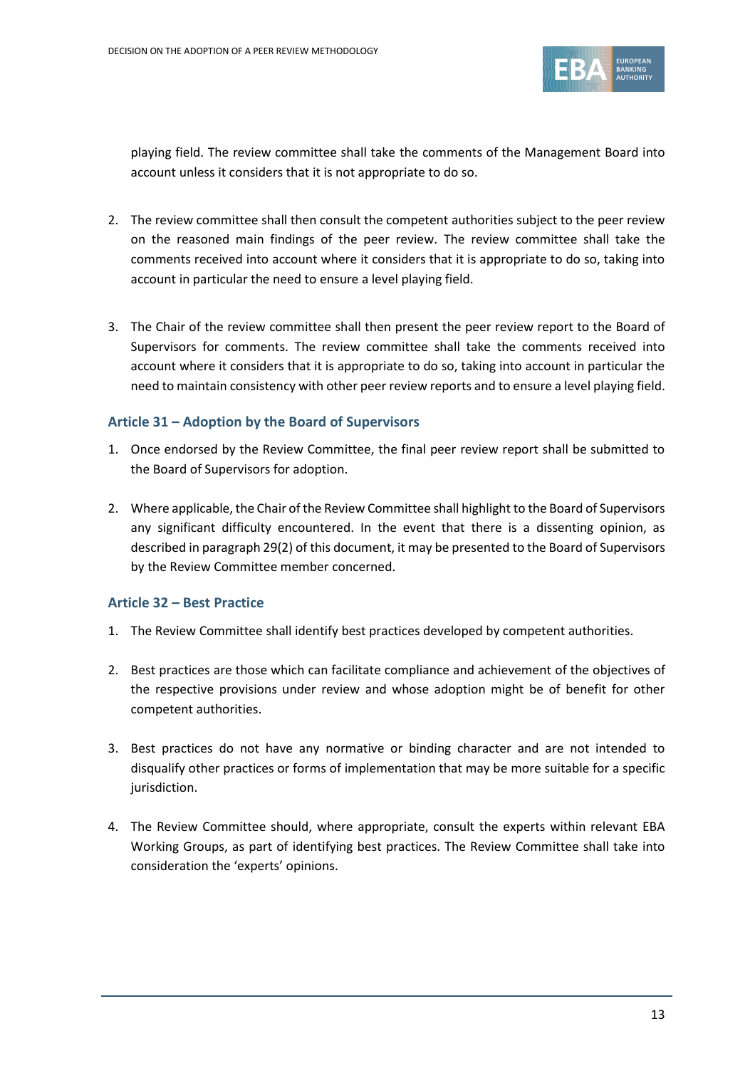playing field. The review committee shall take the comments of the Management Board into account unless it considers that it is not appropriate to do so.

2. The review committee shall then consult the competent authorities subject to the peer review on the reasoned main findings of the peer review. The review committee shall take the comments received into account where it considers that it is appropriate to do so, taking into account in particular the need to ensure a level playing field.

3. The Chair of the review committee shall then present the peer review report to the Board of Supervisors for comments. The review committee shall take the comments received into account where it considers that it is appropriate to do so, taking into account in particular the need to maintain consistency with other peer review reports and to ensure a level playing field.

### Article 31 – Adoption by the Board of Supervisors

1. Once endorsed by the Review Committee, the final peer review report shall be submitted to the Board of Supervisors for adoption.

2. Where applicable, the Chair of the Review Committee shall highlight to the Board of Supervisors any significant difficulty encountered. In the event that there is a dissenting opinion, as described in paragraph 29(2) of this document, it may be presented to the Board of Supervisors by the Review Committee member concerned.

### Article 32 – Best Practice

1. The Review Committee shall identify best practices developed by competent authorities.

2. Best practices are those which can facilitate compliance and achievement of the objectives of the respective provisions under review and whose adoption might be of benefit for other competent authorities.

3. Best practices do not have any normative or binding character and are not intended to disqualify other practices or forms of implementation that may be more suitable for a specific jurisdiction.

4. The Review Committee should, where appropriate, consult the experts within relevant EBA Working Groups, as part of identifying best practices. The Review Committee shall take into consideration the 'experts' opinions.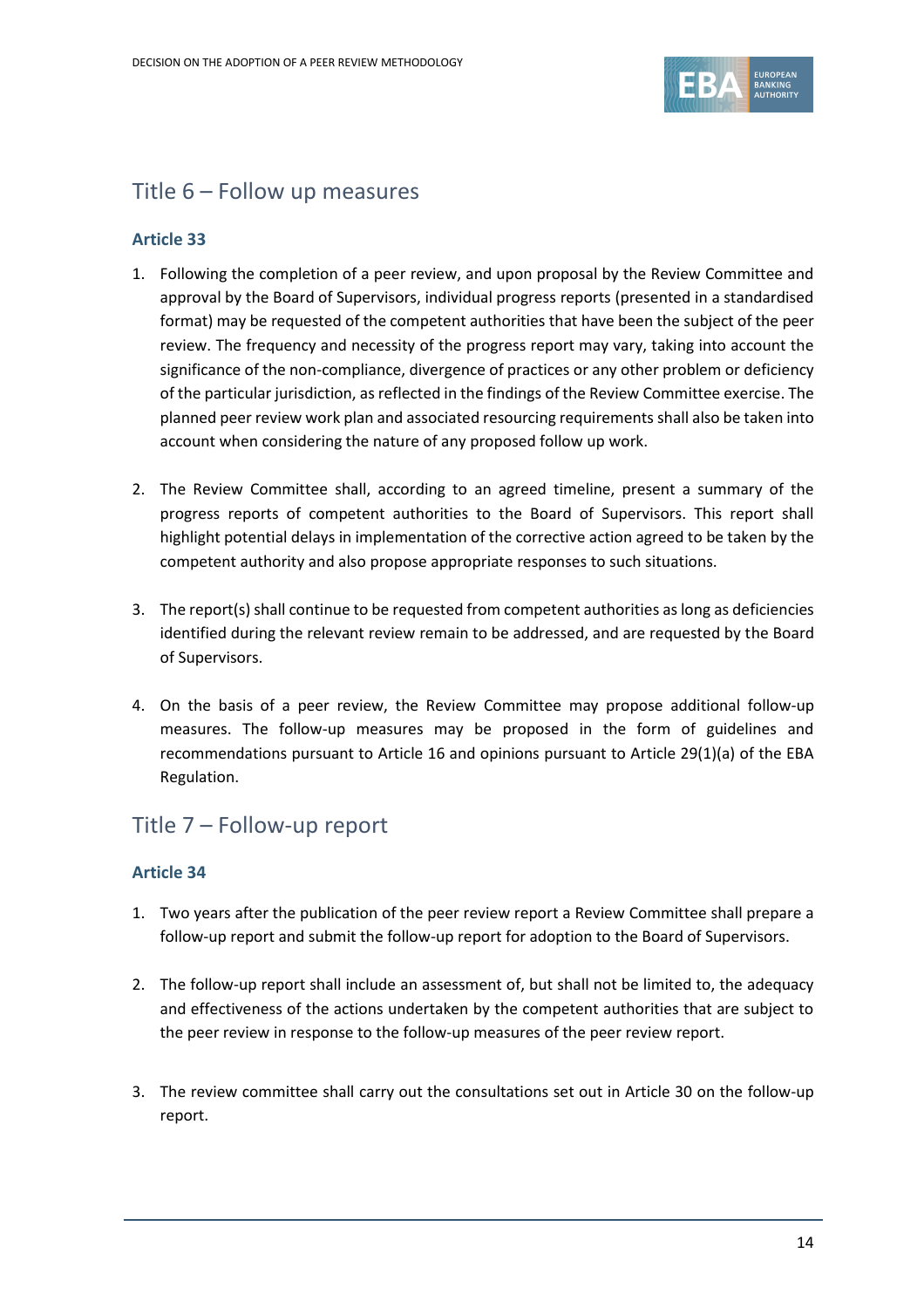## Title 6 – Follow up measures

### Article 33

1. Following the completion of a peer review, and upon proposal by the Review Committee and approval by the Board of Supervisors, individual progress reports (presented in a standardised format) may be requested of the competent authorities that have been the subject of the peer review. The frequency and necessity of the progress report may vary, taking into account the significance of the non-compliance, divergence of practices or any other problem or deficiency of the particular jurisdiction, as reflected in the findings of the Review Committee exercise. The planned peer review work plan and associated resourcing requirements shall also be taken into account when considering the nature of any proposed follow up work.

2. The Review Committee shall, according to an agreed timeline, present a summary of the progress reports of competent authorities to the Board of Supervisors. This report shall highlight potential delays in implementation of the corrective action agreed to be taken by the competent authority and also propose appropriate responses to such situations.

3. The report(s) shall continue to be requested from competent authorities as long as deficiencies identified during the relevant review remain to be addressed, and are requested by the Board of Supervisors.

4. On the basis of a peer review, the Review Committee may propose additional follow-up measures. The follow-up measures may be proposed in the form of guidelines and recommendations pursuant to Article 16 and opinions pursuant to Article 29(1)(a) of the EBA Regulation.

## Title 7 – Follow-up report

### Article 34

1. Two years after the publication of the peer review report a Review Committee shall prepare a follow-up report and submit the follow-up report for adoption to the Board of Supervisors.

2. The follow-up report shall include an assessment of, but shall not be limited to, the adequacy and effectiveness of the actions undertaken by the competent authorities that are subject to the peer review in response to the follow-up measures of the peer review report.

3. The review committee shall carry out the consultations set out in Article 30 on the follow-up report.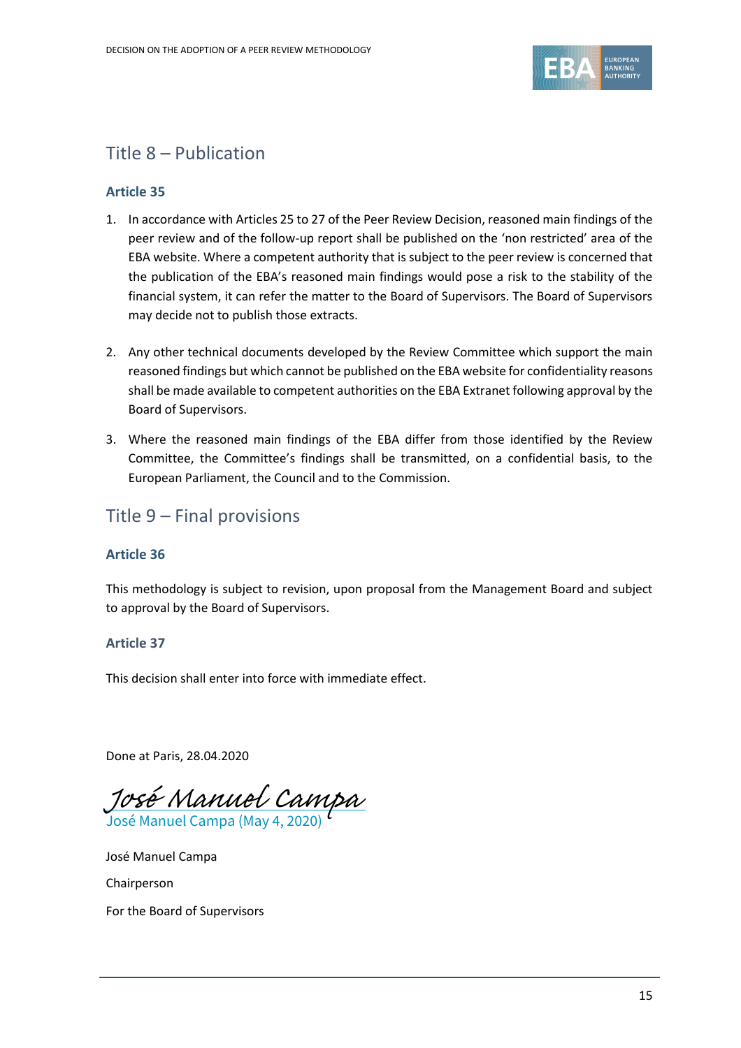## Title 8 – Publication

### Article 35

1. In accordance with Articles 25 to 27 of the Peer Review Decision, reasoned main findings of the peer review and of the follow-up report shall be published on the 'non restricted' area of the EBA website. Where a competent authority that is subject to the peer review is concerned that the publication of the EBA's reasoned main findings would pose a risk to the stability of the financial system, it can refer the matter to the Board of Supervisors. The Board of Supervisors may decide not to publish those extracts.

2. Any other technical documents developed by the Review Committee which support the main reasoned findings but which cannot be published on the EBA website for confidentiality reasons shall be made available to competent authorities on the EBA Extranet following approval by the Board of Supervisors.

3. Where the reasoned main findings of the EBA differ from those identified by the Review Committee, the Committee's findings shall be transmitted, on a confidential basis, to the European Parliament, the Council and to the Commission.

## Title 9 – Final provisions

### Article 36

This methodology is subject to revision, upon proposal from the Management Board and subject to approval by the Board of Supervisors.

### Article 37

This decision shall enter into force with immediate effect.

Done at Paris, 28.04.2020

*José Manuel Campa*
José Manuel Campa (May 4, 2020)

José Manuel Campa

Chairperson

For the Board of Supervisors